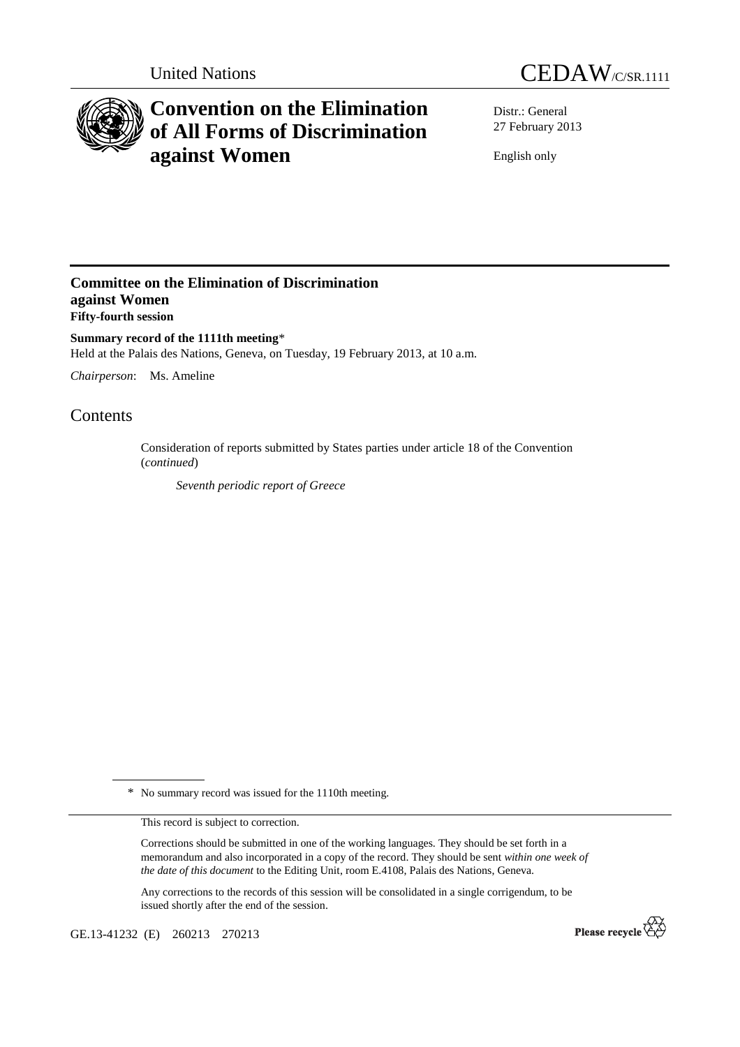United Nations

CEDAW/C/SR.1111

# Convention on the Elimination of All Forms of Discrimination against Women

Distr.: General
27 February 2013

English only

## Committee on the Elimination of Discrimination against Women

**Fifty-fourth session**

**Summary record of the 1111th meeting***

Held at the Palais des Nations, Geneva, on Tuesday, 19 February 2013, at 10 a.m.

*Chairperson*: Ms. Ameline

# Contents

Consideration of reports submitted by States parties under article 18 of the Convention (*continued*)

*Seventh periodic report of Greece*

\* No summary record was issued for the 1110th meeting.

This record is subject to correction.

Corrections should be submitted in one of the working languages. They should be set forth in a memorandum and also incorporated in a copy of the record. They should be sent *within one week of the date of this document* to the Editing Unit, room E.4108, Palais des Nations, Geneva.

Any corrections to the records of this session will be consolidated in a single corrigendum, to be issued shortly after the end of the session.

GE.13-41232 (E) 260213 270213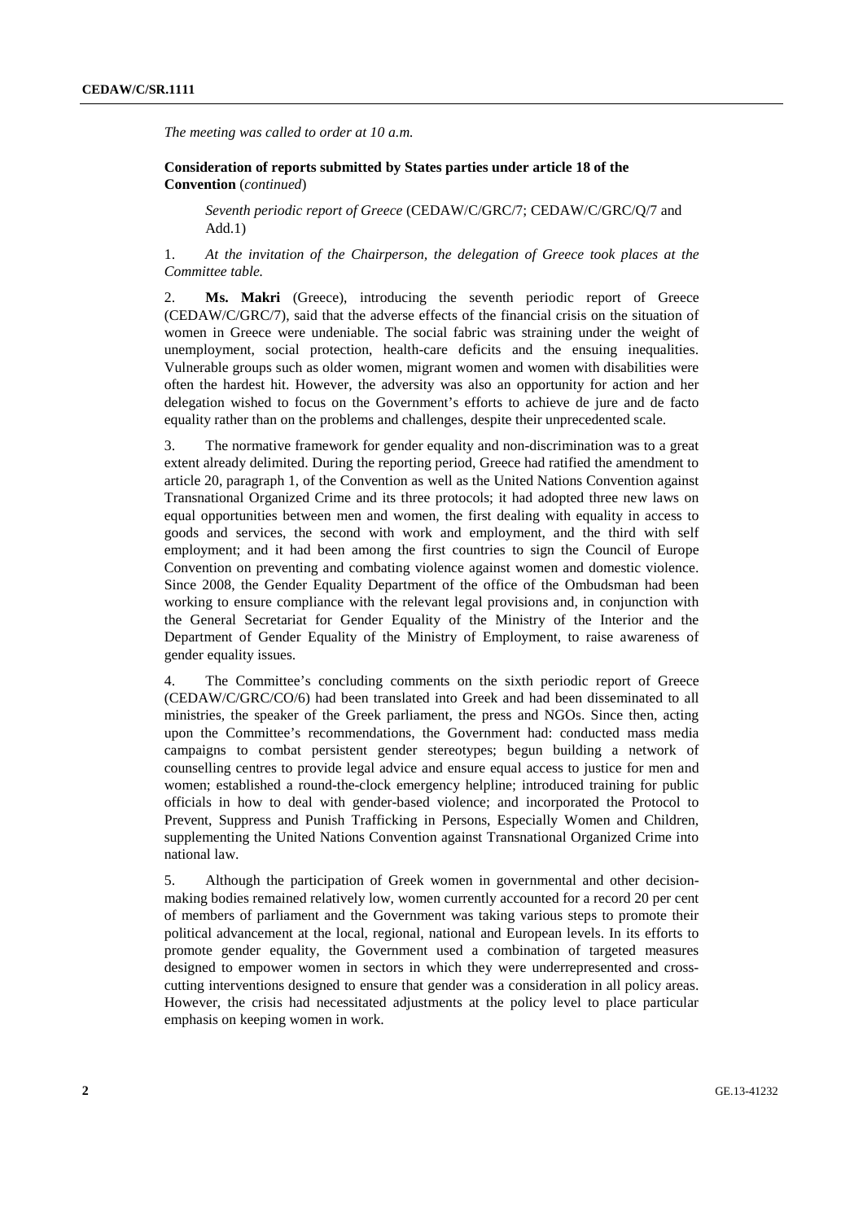*The meeting was called to order at 10 a.m.*

**Consideration of reports submitted by States parties under article 18 of the Convention** (*continued*)

*Seventh periodic report of Greece* (CEDAW/C/GRC/7; CEDAW/C/GRC/Q/7 and Add.1)

1. *At the invitation of the Chairperson, the delegation of Greece took places at the Committee table.*

2. **Ms. Makri** (Greece), introducing the seventh periodic report of Greece (CEDAW/C/GRC/7), said that the adverse effects of the financial crisis on the situation of women in Greece were undeniable. The social fabric was straining under the weight of unemployment, social protection, health-care deficits and the ensuing inequalities. Vulnerable groups such as older women, migrant women and women with disabilities were often the hardest hit. However, the adversity was also an opportunity for action and her delegation wished to focus on the Government's efforts to achieve de jure and de facto equality rather than on the problems and challenges, despite their unprecedented scale.

3. The normative framework for gender equality and non-discrimination was to a great extent already delimited. During the reporting period, Greece had ratified the amendment to article 20, paragraph 1, of the Convention as well as the United Nations Convention against Transnational Organized Crime and its three protocols; it had adopted three new laws on equal opportunities between men and women, the first dealing with equality in access to goods and services, the second with work and employment, and the third with self employment; and it had been among the first countries to sign the Council of Europe Convention on preventing and combating violence against women and domestic violence. Since 2008, the Gender Equality Department of the office of the Ombudsman had been working to ensure compliance with the relevant legal provisions and, in conjunction with the General Secretariat for Gender Equality of the Ministry of the Interior and the Department of Gender Equality of the Ministry of Employment, to raise awareness of gender equality issues.

4. The Committee's concluding comments on the sixth periodic report of Greece (CEDAW/C/GRC/CO/6) had been translated into Greek and had been disseminated to all ministries, the speaker of the Greek parliament, the press and NGOs. Since then, acting upon the Committee's recommendations, the Government had: conducted mass media campaigns to combat persistent gender stereotypes; begun building a network of counselling centres to provide legal advice and ensure equal access to justice for men and women; established a round-the-clock emergency helpline; introduced training for public officials in how to deal with gender-based violence; and incorporated the Protocol to Prevent, Suppress and Punish Trafficking in Persons, Especially Women and Children, supplementing the United Nations Convention against Transnational Organized Crime into national law.

5. Although the participation of Greek women in governmental and other decision-making bodies remained relatively low, women currently accounted for a record 20 per cent of members of parliament and the Government was taking various steps to promote their political advancement at the local, regional, national and European levels. In its efforts to promote gender equality, the Government used a combination of targeted measures designed to empower women in sectors in which they were underrepresented and cross-cutting interventions designed to ensure that gender was a consideration in all policy areas. However, the crisis had necessitated adjustments at the policy level to place particular emphasis on keeping women in work.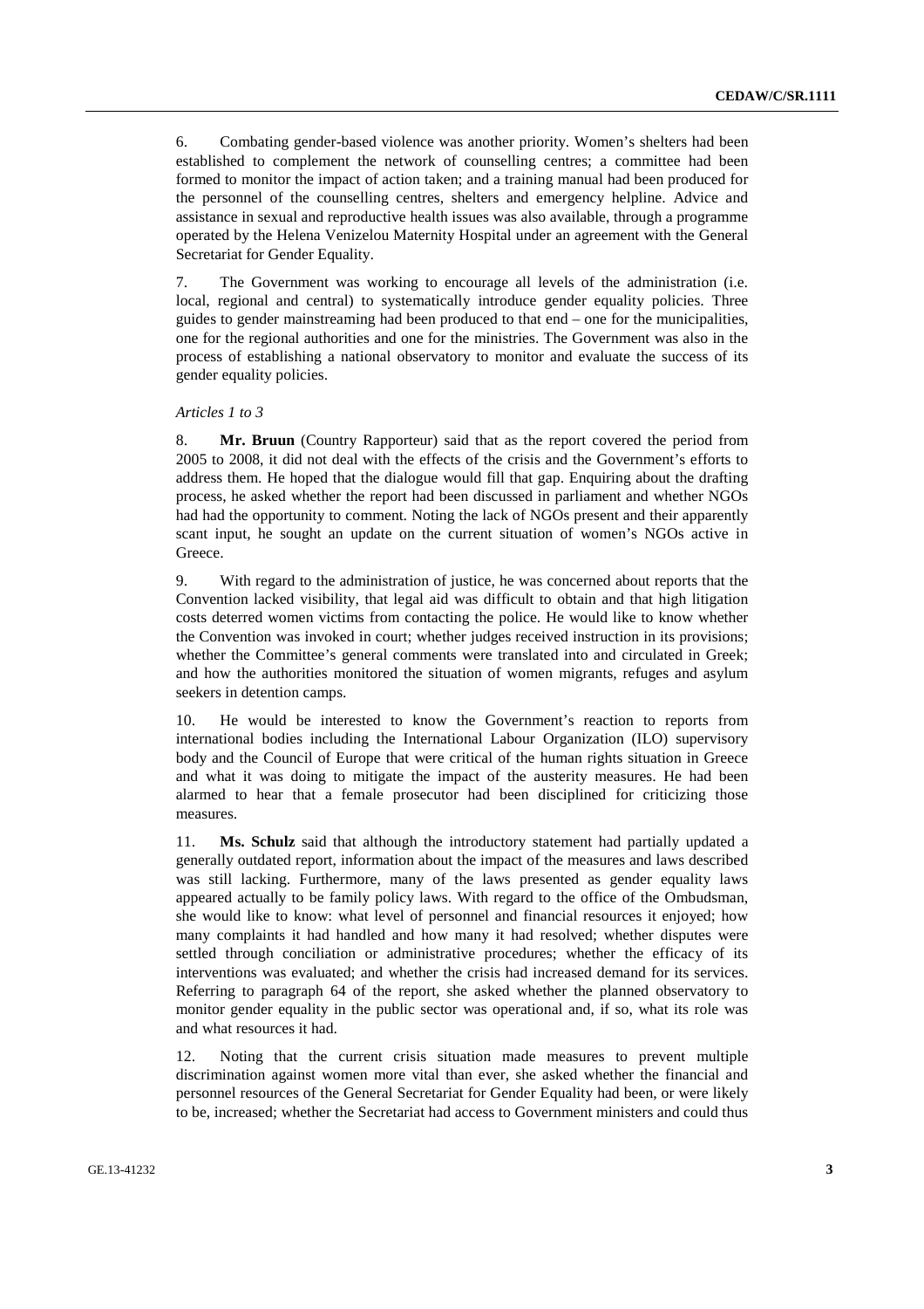6. Combating gender-based violence was another priority. Women's shelters had been established to complement the network of counselling centres; a committee had been formed to monitor the impact of action taken; and a training manual had been produced for the personnel of the counselling centres, shelters and emergency helpline. Advice and assistance in sexual and reproductive health issues was also available, through a programme operated by the Helena Venizelou Maternity Hospital under an agreement with the General Secretariat for Gender Equality.

7. The Government was working to encourage all levels of the administration (i.e. local, regional and central) to systematically introduce gender equality policies. Three guides to gender mainstreaming had been produced to that end – one for the municipalities, one for the regional authorities and one for the ministries. The Government was also in the process of establishing a national observatory to monitor and evaluate the success of its gender equality policies.

*Articles 1 to 3*

8. **Mr. Bruun** (Country Rapporteur) said that as the report covered the period from 2005 to 2008, it did not deal with the effects of the crisis and the Government's efforts to address them. He hoped that the dialogue would fill that gap. Enquiring about the drafting process, he asked whether the report had been discussed in parliament and whether NGOs had had the opportunity to comment. Noting the lack of NGOs present and their apparently scant input, he sought an update on the current situation of women's NGOs active in Greece.

9. With regard to the administration of justice, he was concerned about reports that the Convention lacked visibility, that legal aid was difficult to obtain and that high litigation costs deterred women victims from contacting the police. He would like to know whether the Convention was invoked in court; whether judges received instruction in its provisions; whether the Committee's general comments were translated into and circulated in Greek; and how the authorities monitored the situation of women migrants, refuges and asylum seekers in detention camps.

10. He would be interested to know the Government's reaction to reports from international bodies including the International Labour Organization (ILO) supervisory body and the Council of Europe that were critical of the human rights situation in Greece and what it was doing to mitigate the impact of the austerity measures. He had been alarmed to hear that a female prosecutor had been disciplined for criticizing those measures.

11. **Ms. Schulz** said that although the introductory statement had partially updated a generally outdated report, information about the impact of the measures and laws described was still lacking. Furthermore, many of the laws presented as gender equality laws appeared actually to be family policy laws. With regard to the office of the Ombudsman, she would like to know: what level of personnel and financial resources it enjoyed; how many complaints it had handled and how many it had resolved; whether disputes were settled through conciliation or administrative procedures; whether the efficacy of its interventions was evaluated; and whether the crisis had increased demand for its services. Referring to paragraph 64 of the report, she asked whether the planned observatory to monitor gender equality in the public sector was operational and, if so, what its role was and what resources it had.

12. Noting that the current crisis situation made measures to prevent multiple discrimination against women more vital than ever, she asked whether the financial and personnel resources of the General Secretariat for Gender Equality had been, or were likely to be, increased; whether the Secretariat had access to Government ministers and could thus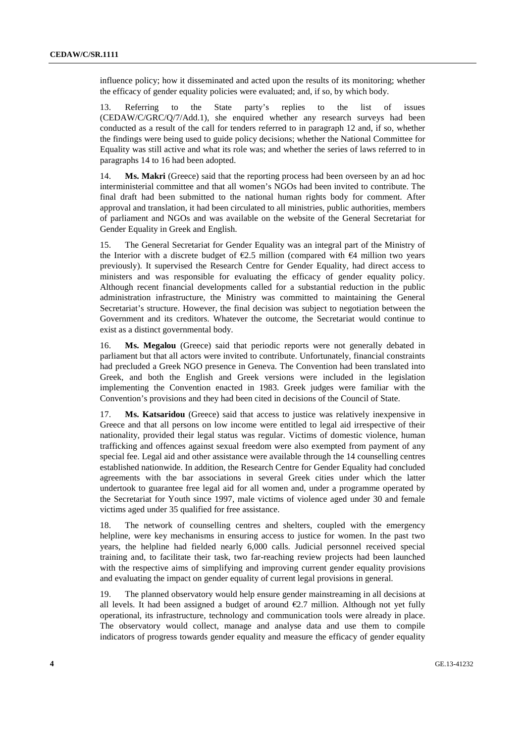influence policy; how it disseminated and acted upon the results of its monitoring; whether the efficacy of gender equality policies were evaluated; and, if so, by which body.

13. Referring to the State party's replies to the list of issues (CEDAW/C/GRC/Q/7/Add.1), she enquired whether any research surveys had been conducted as a result of the call for tenders referred to in paragraph 12 and, if so, whether the findings were being used to guide policy decisions; whether the National Committee for Equality was still active and what its role was; and whether the series of laws referred to in paragraphs 14 to 16 had been adopted.

14. **Ms. Makri** (Greece) said that the reporting process had been overseen by an ad hoc interministerial committee and that all women's NGOs had been invited to contribute. The final draft had been submitted to the national human rights body for comment. After approval and translation, it had been circulated to all ministries, public authorities, members of parliament and NGOs and was available on the website of the General Secretariat for Gender Equality in Greek and English.

15. The General Secretariat for Gender Equality was an integral part of the Ministry of the Interior with a discrete budget of €2.5 million (compared with €4 million two years previously). It supervised the Research Centre for Gender Equality, had direct access to ministers and was responsible for evaluating the efficacy of gender equality policy. Although recent financial developments called for a substantial reduction in the public administration infrastructure, the Ministry was committed to maintaining the General Secretariat's structure. However, the final decision was subject to negotiation between the Government and its creditors. Whatever the outcome, the Secretariat would continue to exist as a distinct governmental body.

16. **Ms. Megalou** (Greece) said that periodic reports were not generally debated in parliament but that all actors were invited to contribute. Unfortunately, financial constraints had precluded a Greek NGO presence in Geneva. The Convention had been translated into Greek, and both the English and Greek versions were included in the legislation implementing the Convention enacted in 1983. Greek judges were familiar with the Convention's provisions and they had been cited in decisions of the Council of State.

17. **Ms. Katsaridou** (Greece) said that access to justice was relatively inexpensive in Greece and that all persons on low income were entitled to legal aid irrespective of their nationality, provided their legal status was regular. Victims of domestic violence, human trafficking and offences against sexual freedom were also exempted from payment of any special fee. Legal aid and other assistance were available through the 14 counselling centres established nationwide. In addition, the Research Centre for Gender Equality had concluded agreements with the bar associations in several Greek cities under which the latter undertook to guarantee free legal aid for all women and, under a programme operated by the Secretariat for Youth since 1997, male victims of violence aged under 30 and female victims aged under 35 qualified for free assistance.

18. The network of counselling centres and shelters, coupled with the emergency helpline, were key mechanisms in ensuring access to justice for women. In the past two years, the helpline had fielded nearly 6,000 calls. Judicial personnel received special training and, to facilitate their task, two far-reaching review projects had been launched with the respective aims of simplifying and improving current gender equality provisions and evaluating the impact on gender equality of current legal provisions in general.

19. The planned observatory would help ensure gender mainstreaming in all decisions at all levels. It had been assigned a budget of around €2.7 million. Although not yet fully operational, its infrastructure, technology and communication tools were already in place. The observatory would collect, manage and analyse data and use them to compile indicators of progress towards gender equality and measure the efficacy of gender equality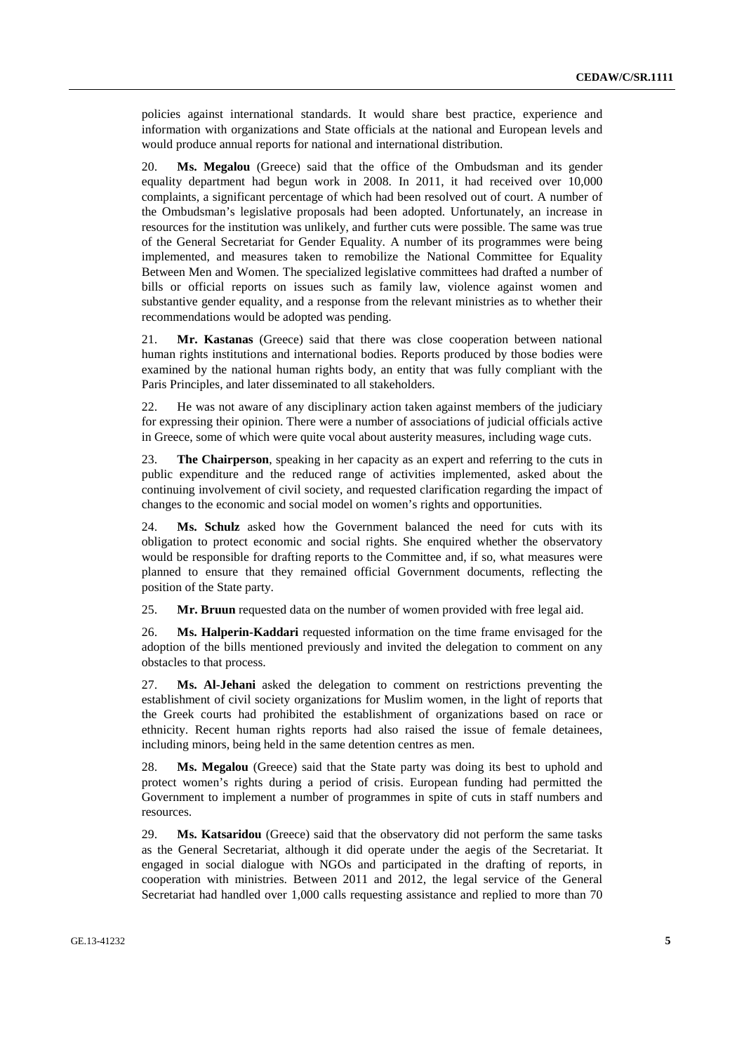policies against international standards. It would share best practice, experience and information with organizations and State officials at the national and European levels and would produce annual reports for national and international distribution.

20. **Ms. Megalou** (Greece) said that the office of the Ombudsman and its gender equality department had begun work in 2008. In 2011, it had received over 10,000 complaints, a significant percentage of which had been resolved out of court. A number of the Ombudsman's legislative proposals had been adopted. Unfortunately, an increase in resources for the institution was unlikely, and further cuts were possible. The same was true of the General Secretariat for Gender Equality. A number of its programmes were being implemented, and measures taken to remobilize the National Committee for Equality Between Men and Women. The specialized legislative committees had drafted a number of bills or official reports on issues such as family law, violence against women and substantive gender equality, and a response from the relevant ministries as to whether their recommendations would be adopted was pending.

21. **Mr. Kastanas** (Greece) said that there was close cooperation between national human rights institutions and international bodies. Reports produced by those bodies were examined by the national human rights body, an entity that was fully compliant with the Paris Principles, and later disseminated to all stakeholders.

22. He was not aware of any disciplinary action taken against members of the judiciary for expressing their opinion. There were a number of associations of judicial officials active in Greece, some of which were quite vocal about austerity measures, including wage cuts.

23. **The Chairperson**, speaking in her capacity as an expert and referring to the cuts in public expenditure and the reduced range of activities implemented, asked about the continuing involvement of civil society, and requested clarification regarding the impact of changes to the economic and social model on women's rights and opportunities.

24. **Ms. Schulz** asked how the Government balanced the need for cuts with its obligation to protect economic and social rights. She enquired whether the observatory would be responsible for drafting reports to the Committee and, if so, what measures were planned to ensure that they remained official Government documents, reflecting the position of the State party.

25. **Mr. Bruun** requested data on the number of women provided with free legal aid.

26. **Ms. Halperin-Kaddari** requested information on the time frame envisaged for the adoption of the bills mentioned previously and invited the delegation to comment on any obstacles to that process.

27. **Ms. Al-Jehani** asked the delegation to comment on restrictions preventing the establishment of civil society organizations for Muslim women, in the light of reports that the Greek courts had prohibited the establishment of organizations based on race or ethnicity. Recent human rights reports had also raised the issue of female detainees, including minors, being held in the same detention centres as men.

28. **Ms. Megalou** (Greece) said that the State party was doing its best to uphold and protect women's rights during a period of crisis. European funding had permitted the Government to implement a number of programmes in spite of cuts in staff numbers and resources.

29. **Ms. Katsaridou** (Greece) said that the observatory did not perform the same tasks as the General Secretariat, although it did operate under the aegis of the Secretariat. It engaged in social dialogue with NGOs and participated in the drafting of reports, in cooperation with ministries. Between 2011 and 2012, the legal service of the General Secretariat had handled over 1,000 calls requesting assistance and replied to more than 70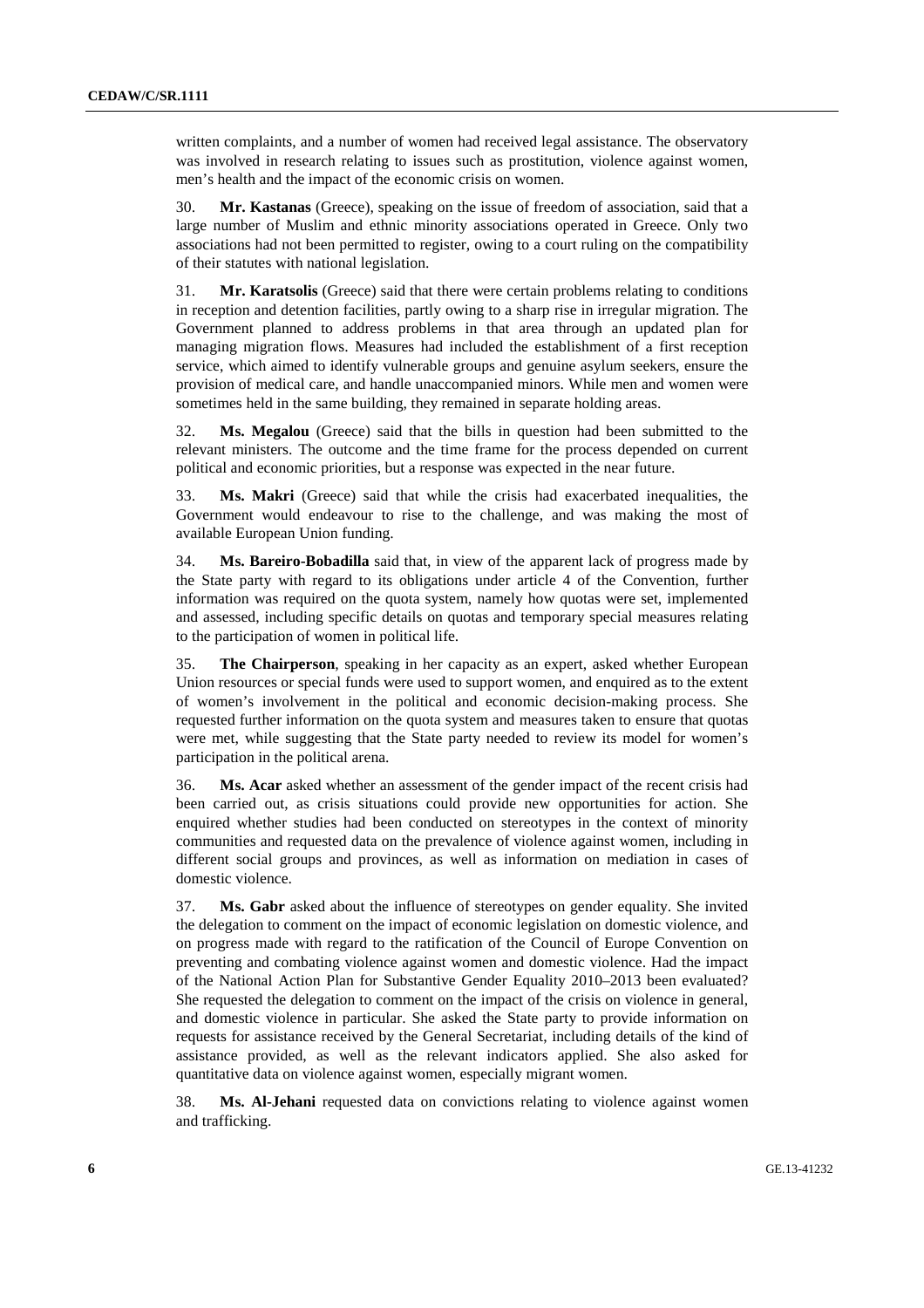written complaints, and a number of women had received legal assistance. The observatory was involved in research relating to issues such as prostitution, violence against women, men's health and the impact of the economic crisis on women.

30. **Mr. Kastanas** (Greece), speaking on the issue of freedom of association, said that a large number of Muslim and ethnic minority associations operated in Greece. Only two associations had not been permitted to register, owing to a court ruling on the compatibility of their statutes with national legislation.

31. **Mr. Karatsolis** (Greece) said that there were certain problems relating to conditions in reception and detention facilities, partly owing to a sharp rise in irregular migration. The Government planned to address problems in that area through an updated plan for managing migration flows. Measures had included the establishment of a first reception service, which aimed to identify vulnerable groups and genuine asylum seekers, ensure the provision of medical care, and handle unaccompanied minors. While men and women were sometimes held in the same building, they remained in separate holding areas.

32. **Ms. Megalou** (Greece) said that the bills in question had been submitted to the relevant ministers. The outcome and the time frame for the process depended on current political and economic priorities, but a response was expected in the near future.

33. **Ms. Makri** (Greece) said that while the crisis had exacerbated inequalities, the Government would endeavour to rise to the challenge, and was making the most of available European Union funding.

34. **Ms. Bareiro-Bobadilla** said that, in view of the apparent lack of progress made by the State party with regard to its obligations under article 4 of the Convention, further information was required on the quota system, namely how quotas were set, implemented and assessed, including specific details on quotas and temporary special measures relating to the participation of women in political life.

35. **The Chairperson**, speaking in her capacity as an expert, asked whether European Union resources or special funds were used to support women, and enquired as to the extent of women's involvement in the political and economic decision-making process. She requested further information on the quota system and measures taken to ensure that quotas were met, while suggesting that the State party needed to review its model for women's participation in the political arena.

36. **Ms. Acar** asked whether an assessment of the gender impact of the recent crisis had been carried out, as crisis situations could provide new opportunities for action. She enquired whether studies had been conducted on stereotypes in the context of minority communities and requested data on the prevalence of violence against women, including in different social groups and provinces, as well as information on mediation in cases of domestic violence.

37. **Ms. Gabr** asked about the influence of stereotypes on gender equality. She invited the delegation to comment on the impact of economic legislation on domestic violence, and on progress made with regard to the ratification of the Council of Europe Convention on preventing and combating violence against women and domestic violence. Had the impact of the National Action Plan for Substantive Gender Equality 2010–2013 been evaluated? She requested the delegation to comment on the impact of the crisis on violence in general, and domestic violence in particular. She asked the State party to provide information on requests for assistance received by the General Secretariat, including details of the kind of assistance provided, as well as the relevant indicators applied. She also asked for quantitative data on violence against women, especially migrant women.

38. **Ms. Al-Jehani** requested data on convictions relating to violence against women and trafficking.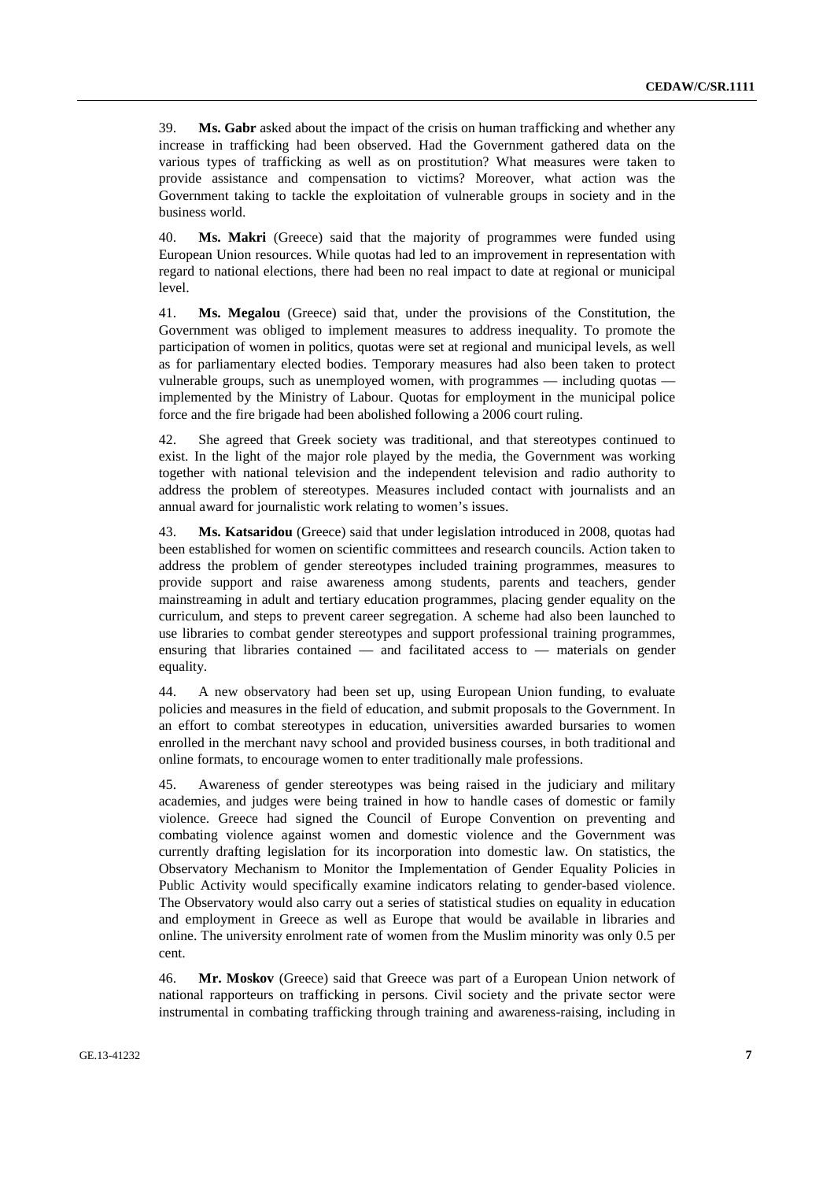39. **Ms. Gabr** asked about the impact of the crisis on human trafficking and whether any increase in trafficking had been observed. Had the Government gathered data on the various types of trafficking as well as on prostitution? What measures were taken to provide assistance and compensation to victims? Moreover, what action was the Government taking to tackle the exploitation of vulnerable groups in society and in the business world.

40. **Ms. Makri** (Greece) said that the majority of programmes were funded using European Union resources. While quotas had led to an improvement in representation with regard to national elections, there had been no real impact to date at regional or municipal level.

41. **Ms. Megalou** (Greece) said that, under the provisions of the Constitution, the Government was obliged to implement measures to address inequality. To promote the participation of women in politics, quotas were set at regional and municipal levels, as well as for parliamentary elected bodies. Temporary measures had also been taken to protect vulnerable groups, such as unemployed women, with programmes — including quotas — implemented by the Ministry of Labour. Quotas for employment in the municipal police force and the fire brigade had been abolished following a 2006 court ruling.

42. She agreed that Greek society was traditional, and that stereotypes continued to exist. In the light of the major role played by the media, the Government was working together with national television and the independent television and radio authority to address the problem of stereotypes. Measures included contact with journalists and an annual award for journalistic work relating to women's issues.

43. **Ms. Katsaridou** (Greece) said that under legislation introduced in 2008, quotas had been established for women on scientific committees and research councils. Action taken to address the problem of gender stereotypes included training programmes, measures to provide support and raise awareness among students, parents and teachers, gender mainstreaming in adult and tertiary education programmes, placing gender equality on the curriculum, and steps to prevent career segregation. A scheme had also been launched to use libraries to combat gender stereotypes and support professional training programmes, ensuring that libraries contained — and facilitated access to — materials on gender equality.

44. A new observatory had been set up, using European Union funding, to evaluate policies and measures in the field of education, and submit proposals to the Government. In an effort to combat stereotypes in education, universities awarded bursaries to women enrolled in the merchant navy school and provided business courses, in both traditional and online formats, to encourage women to enter traditionally male professions.

45. Awareness of gender stereotypes was being raised in the judiciary and military academies, and judges were being trained in how to handle cases of domestic or family violence. Greece had signed the Council of Europe Convention on preventing and combating violence against women and domestic violence and the Government was currently drafting legislation for its incorporation into domestic law. On statistics, the Observatory Mechanism to Monitor the Implementation of Gender Equality Policies in Public Activity would specifically examine indicators relating to gender-based violence. The Observatory would also carry out a series of statistical studies on equality in education and employment in Greece as well as Europe that would be available in libraries and online. The university enrolment rate of women from the Muslim minority was only 0.5 per cent.

46. **Mr. Moskov** (Greece) said that Greece was part of a European Union network of national rapporteurs on trafficking in persons. Civil society and the private sector were instrumental in combating trafficking through training and awareness-raising, including in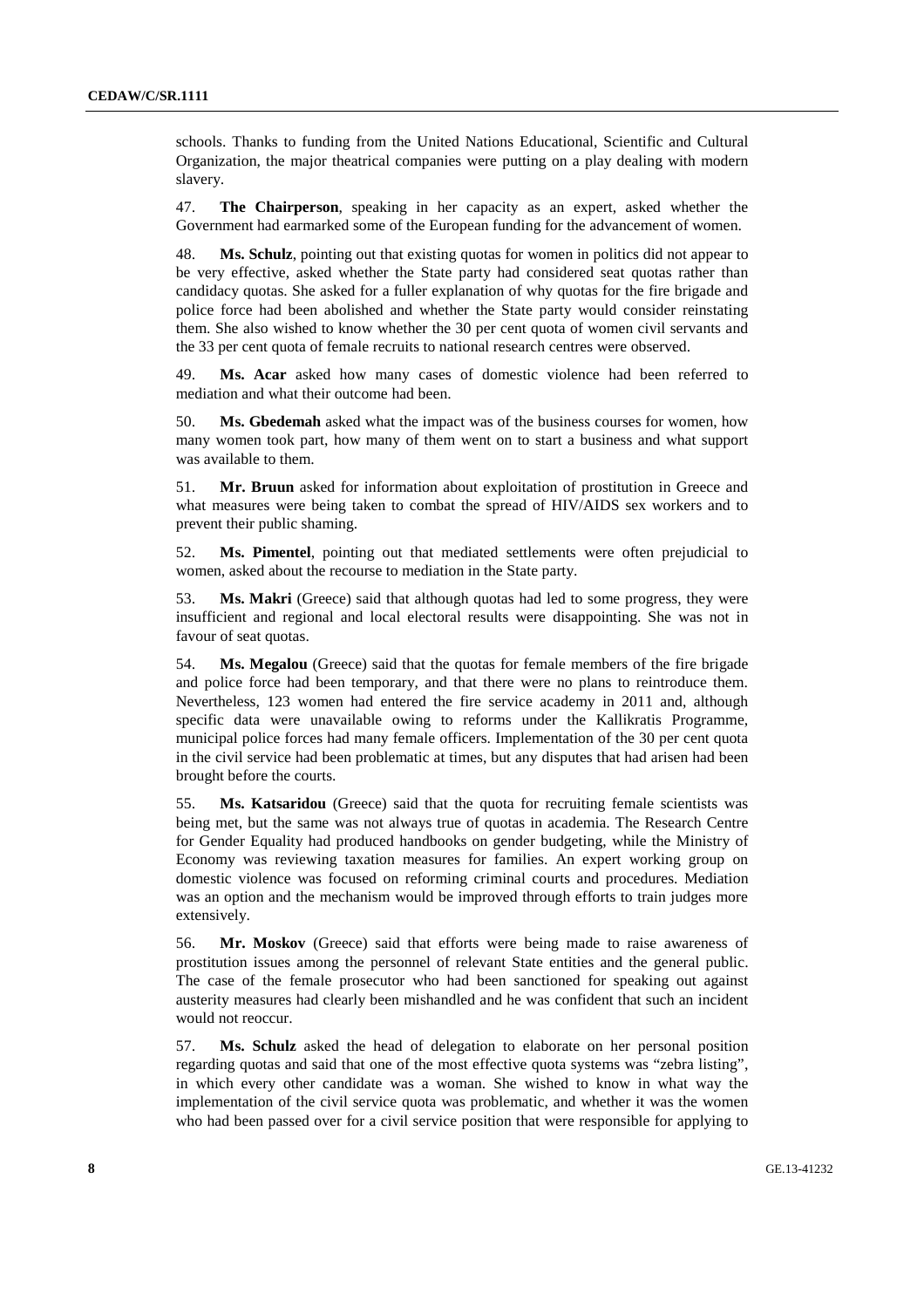schools. Thanks to funding from the United Nations Educational, Scientific and Cultural Organization, the major theatrical companies were putting on a play dealing with modern slavery.

47. **The Chairperson**, speaking in her capacity as an expert, asked whether the Government had earmarked some of the European funding for the advancement of women.

48. **Ms. Schulz**, pointing out that existing quotas for women in politics did not appear to be very effective, asked whether the State party had considered seat quotas rather than candidacy quotas. She asked for a fuller explanation of why quotas for the fire brigade and police force had been abolished and whether the State party would consider reinstating them. She also wished to know whether the 30 per cent quota of women civil servants and the 33 per cent quota of female recruits to national research centres were observed.

49. **Ms. Acar** asked how many cases of domestic violence had been referred to mediation and what their outcome had been.

50. **Ms. Gbedemah** asked what the impact was of the business courses for women, how many women took part, how many of them went on to start a business and what support was available to them.

51. **Mr. Bruun** asked for information about exploitation of prostitution in Greece and what measures were being taken to combat the spread of HIV/AIDS sex workers and to prevent their public shaming.

52. **Ms. Pimentel**, pointing out that mediated settlements were often prejudicial to women, asked about the recourse to mediation in the State party.

53. **Ms. Makri** (Greece) said that although quotas had led to some progress, they were insufficient and regional and local electoral results were disappointing. She was not in favour of seat quotas.

54. **Ms. Megalou** (Greece) said that the quotas for female members of the fire brigade and police force had been temporary, and that there were no plans to reintroduce them. Nevertheless, 123 women had entered the fire service academy in 2011 and, although specific data were unavailable owing to reforms under the Kallikratis Programme, municipal police forces had many female officers. Implementation of the 30 per cent quota in the civil service had been problematic at times, but any disputes that had arisen had been brought before the courts.

55. **Ms. Katsaridou** (Greece) said that the quota for recruiting female scientists was being met, but the same was not always true of quotas in academia. The Research Centre for Gender Equality had produced handbooks on gender budgeting, while the Ministry of Economy was reviewing taxation measures for families. An expert working group on domestic violence was focused on reforming criminal courts and procedures. Mediation was an option and the mechanism would be improved through efforts to train judges more extensively.

56. **Mr. Moskov** (Greece) said that efforts were being made to raise awareness of prostitution issues among the personnel of relevant State entities and the general public. The case of the female prosecutor who had been sanctioned for speaking out against austerity measures had clearly been mishandled and he was confident that such an incident would not reoccur.

57. **Ms. Schulz** asked the head of delegation to elaborate on her personal position regarding quotas and said that one of the most effective quota systems was "zebra listing", in which every other candidate was a woman. She wished to know in what way the implementation of the civil service quota was problematic, and whether it was the women who had been passed over for a civil service position that were responsible for applying to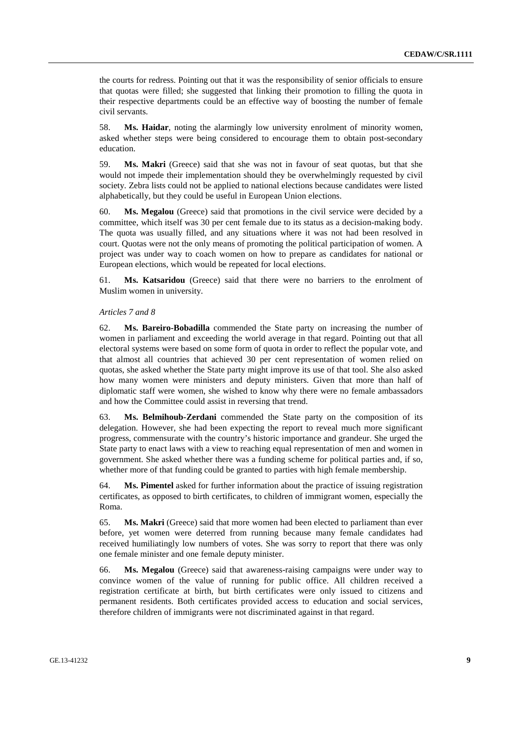the courts for redress. Pointing out that it was the responsibility of senior officials to ensure that quotas were filled; she suggested that linking their promotion to filling the quota in their respective departments could be an effective way of boosting the number of female civil servants.

58. **Ms. Haidar**, noting the alarmingly low university enrolment of minority women, asked whether steps were being considered to encourage them to obtain post-secondary education.

59. **Ms. Makri** (Greece) said that she was not in favour of seat quotas, but that she would not impede their implementation should they be overwhelmingly requested by civil society. Zebra lists could not be applied to national elections because candidates were listed alphabetically, but they could be useful in European Union elections.

60. **Ms. Megalou** (Greece) said that promotions in the civil service were decided by a committee, which itself was 30 per cent female due to its status as a decision-making body. The quota was usually filled, and any situations where it was not had been resolved in court. Quotas were not the only means of promoting the political participation of women. A project was under way to coach women on how to prepare as candidates for national or European elections, which would be repeated for local elections.

61. **Ms. Katsaridou** (Greece) said that there were no barriers to the enrolment of Muslim women in university.

*Articles 7 and 8*

62. **Ms. Bareiro-Bobadilla** commended the State party on increasing the number of women in parliament and exceeding the world average in that regard. Pointing out that all electoral systems were based on some form of quota in order to reflect the popular vote, and that almost all countries that achieved 30 per cent representation of women relied on quotas, she asked whether the State party might improve its use of that tool. She also asked how many women were ministers and deputy ministers. Given that more than half of diplomatic staff were women, she wished to know why there were no female ambassadors and how the Committee could assist in reversing that trend.

63. **Ms. Belmihoub-Zerdani** commended the State party on the composition of its delegation. However, she had been expecting the report to reveal much more significant progress, commensurate with the country's historic importance and grandeur. She urged the State party to enact laws with a view to reaching equal representation of men and women in government. She asked whether there was a funding scheme for political parties and, if so, whether more of that funding could be granted to parties with high female membership.

64. **Ms. Pimentel** asked for further information about the practice of issuing registration certificates, as opposed to birth certificates, to children of immigrant women, especially the Roma.

65. **Ms. Makri** (Greece) said that more women had been elected to parliament than ever before, yet women were deterred from running because many female candidates had received humiliatingly low numbers of votes. She was sorry to report that there was only one female minister and one female deputy minister.

66. **Ms. Megalou** (Greece) said that awareness-raising campaigns were under way to convince women of the value of running for public office. All children received a registration certificate at birth, but birth certificates were only issued to citizens and permanent residents. Both certificates provided access to education and social services, therefore children of immigrants were not discriminated against in that regard.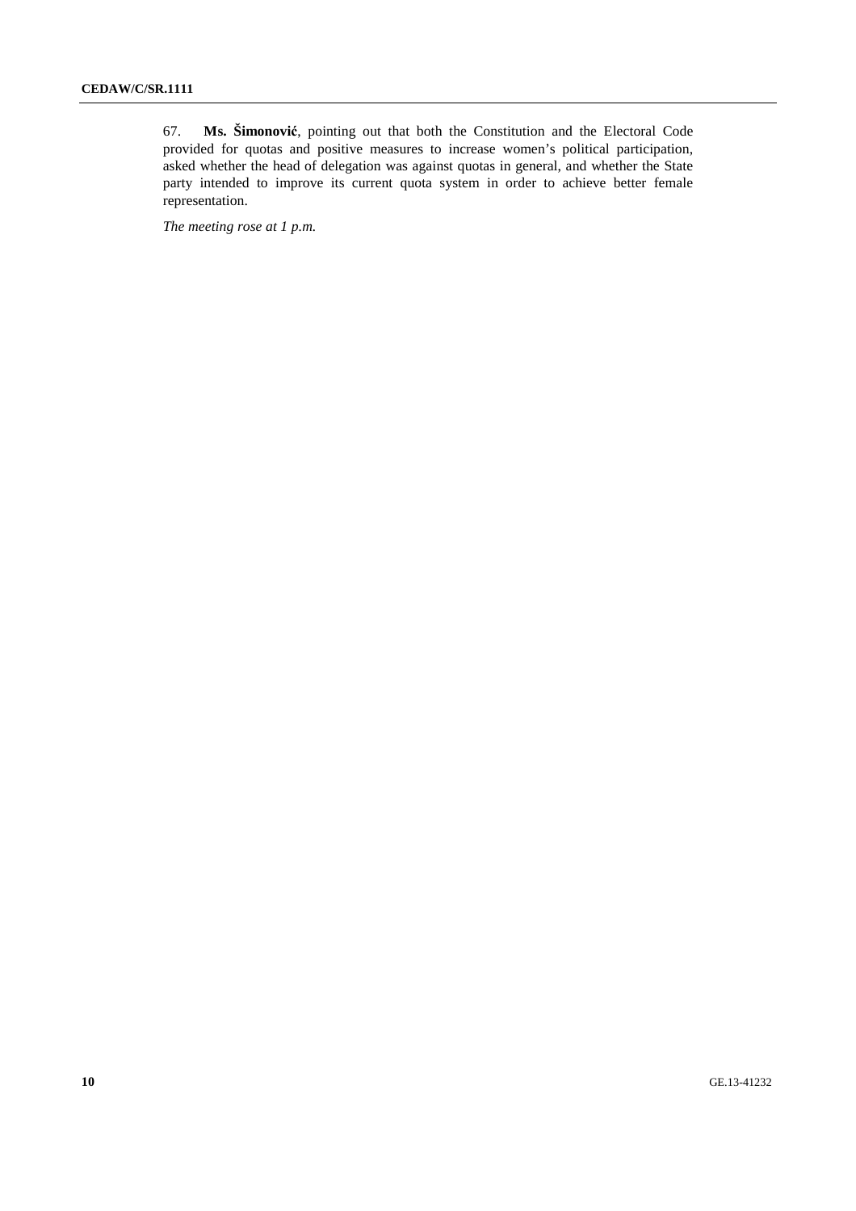67. **Ms. Šimonović**, pointing out that both the Constitution and the Electoral Code provided for quotas and positive measures to increase women's political participation, asked whether the head of delegation was against quotas in general, and whether the State party intended to improve its current quota system in order to achieve better female representation.

*The meeting rose at 1 p.m.*